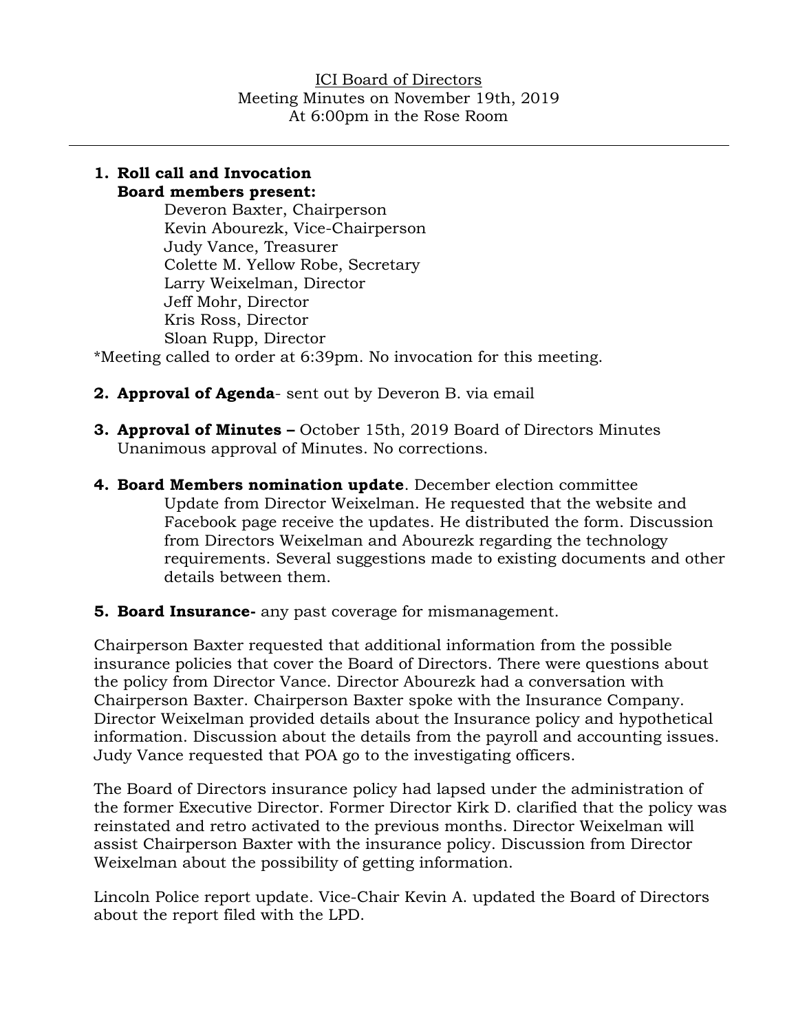ICI Board of Directors
Meeting Minutes on November 19th, 2019
At 6:00pm in the Rose Room

---

1. **Roll call and Invocation**
   **Board members present:**
   - Deveron Baxter, Chairperson
   - Kevin Abourezk, Vice-Chairperson
   - Judy Vance, Treasurer
   - Colette M. Yellow Robe, Secretary
   - Larry Weixelman, Director
   - Jeff Mohr, Director
   - Kris Ross, Director
   - Sloan Rupp, Director

*Meeting called to order at 6:39pm. No invocation for this meeting.

2. **Approval of Agenda**- sent out by Deveron B. via email

3. **Approval of Minutes –** October 15th, 2019 Board of Directors Minutes
   Unanimous approval of Minutes. No corrections.

4. **Board Members nomination update**. December election committee
   Update from Director Weixelman. He requested that the website and Facebook page receive the updates. He distributed the form. Discussion from Directors Weixelman and Abourezk regarding the technology requirements. Several suggestions made to existing documents and other details between them.

5. **Board Insurance-** any past coverage for mismanagement.

Chairperson Baxter requested that additional information from the possible insurance policies that cover the Board of Directors. There were questions about the policy from Director Vance. Director Abourezk had a conversation with Chairperson Baxter. Chairperson Baxter spoke with the Insurance Company. Director Weixelman provided details about the Insurance policy and hypothetical information. Discussion about the details from the payroll and accounting issues. Judy Vance requested that POA go to the investigating officers.

The Board of Directors insurance policy had lapsed under the administration of the former Executive Director. Former Director Kirk D. clarified that the policy was reinstated and retro activated to the previous months. Director Weixelman will assist Chairperson Baxter with the insurance policy. Discussion from Director Weixelman about the possibility of getting information.

Lincoln Police report update. Vice-Chair Kevin A. updated the Board of Directors about the report filed with the LPD.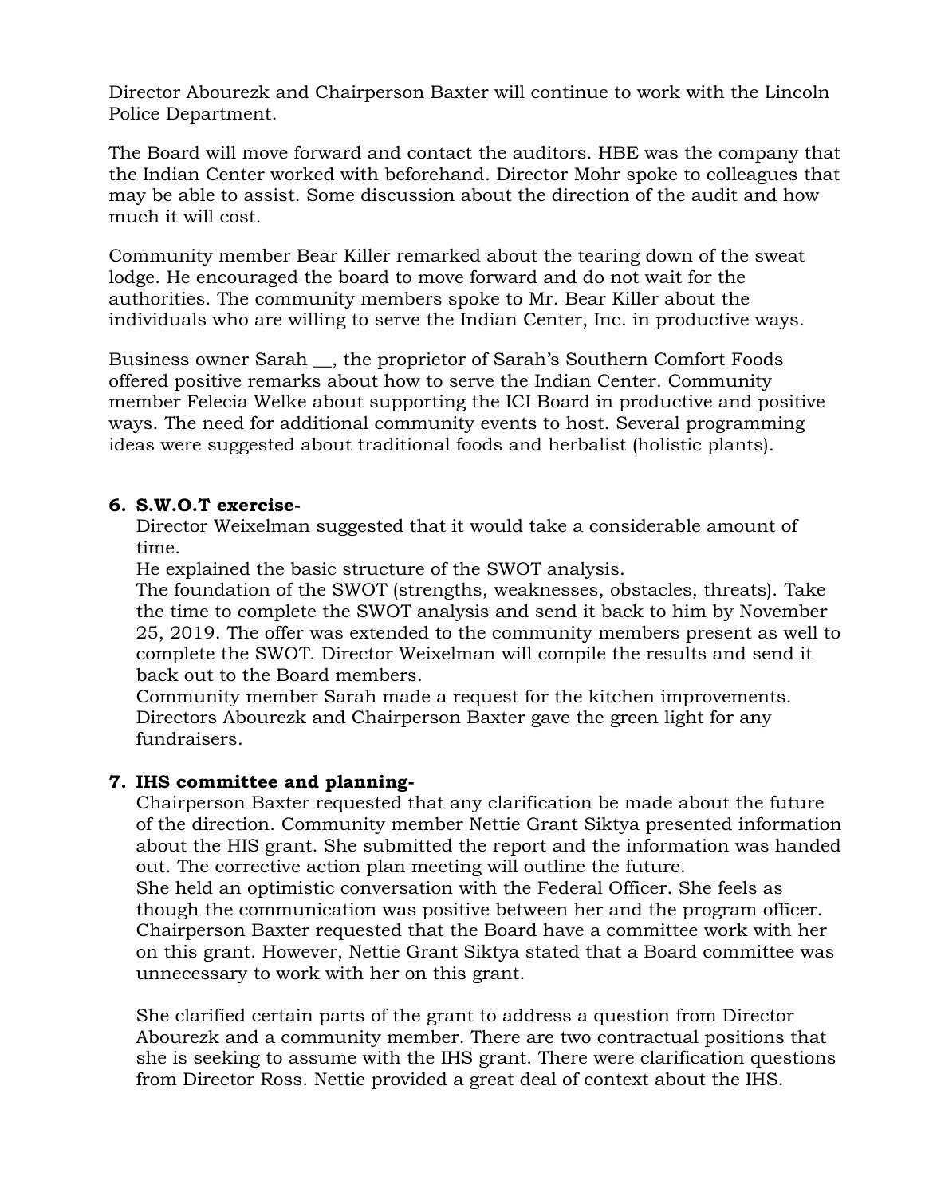Director Abourezk and Chairperson Baxter will continue to work with the Lincoln Police Department.

The Board will move forward and contact the auditors. HBE was the company that the Indian Center worked with beforehand. Director Mohr spoke to colleagues that may be able to assist. Some discussion about the direction of the audit and how much it will cost.

Community member Bear Killer remarked about the tearing down of the sweat lodge. He encouraged the board to move forward and do not wait for the authorities. The community members spoke to Mr. Bear Killer about the individuals who are willing to serve the Indian Center, Inc. in productive ways.

Business owner Sarah __, the proprietor of Sarah's Southern Comfort Foods offered positive remarks about how to serve the Indian Center. Community member Felecia Welke about supporting the ICI Board in productive and positive ways. The need for additional community events to host. Several programming ideas were suggested about traditional foods and herbalist (holistic plants).

**6. S.W.O.T exercise-**

Director Weixelman suggested that it would take a considerable amount of time.
He explained the basic structure of the SWOT analysis.
The foundation of the SWOT (strengths, weaknesses, obstacles, threats). Take the time to complete the SWOT analysis and send it back to him by November 25, 2019. The offer was extended to the community members present as well to complete the SWOT. Director Weixelman will compile the results and send it back out to the Board members.
Community member Sarah made a request for the kitchen improvements. Directors Abourezk and Chairperson Baxter gave the green light for any fundraisers.

**7. IHS committee and planning-**

Chairperson Baxter requested that any clarification be made about the future of the direction. Community member Nettie Grant Siktya presented information about the HIS grant. She submitted the report and the information was handed out. The corrective action plan meeting will outline the future.
She held an optimistic conversation with the Federal Officer. She feels as though the communication was positive between her and the program officer. Chairperson Baxter requested that the Board have a committee work with her on this grant. However, Nettie Grant Siktya stated that a Board committee was unnecessary to work with her on this grant.

She clarified certain parts of the grant to address a question from Director Abourezk and a community member. There are two contractual positions that she is seeking to assume with the IHS grant. There were clarification questions from Director Ross. Nettie provided a great deal of context about the IHS.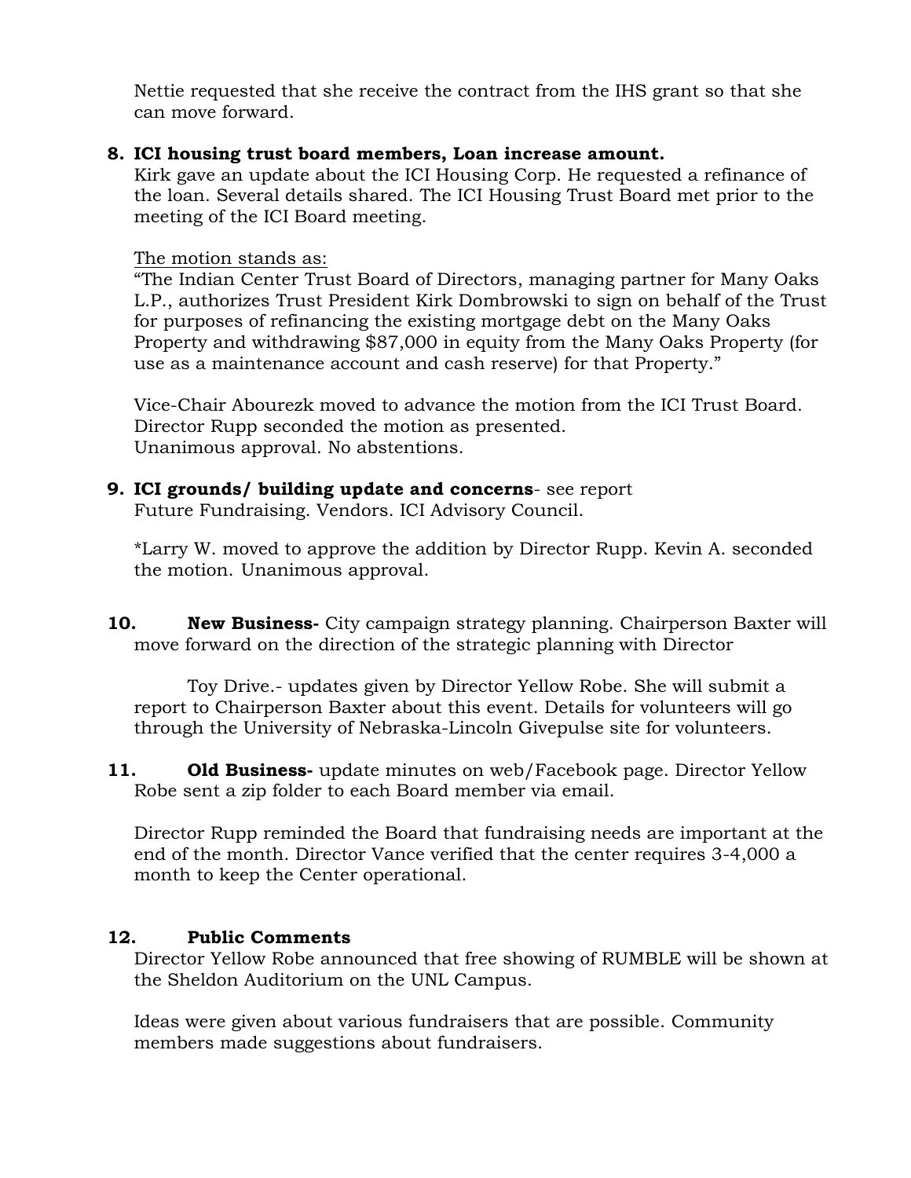Nettie requested that she receive the contract from the IHS grant so that she can move forward.

8. **ICI housing trust board members, Loan increase amount.**
   Kirk gave an update about the ICI Housing Corp. He requested a refinance of the loan. Several details shared. The ICI Housing Trust Board met prior to the meeting of the ICI Board meeting.

   The motion stands as:
   "The Indian Center Trust Board of Directors, managing partner for Many Oaks L.P., authorizes Trust President Kirk Dombrowski to sign on behalf of the Trust for purposes of refinancing the existing mortgage debt on the Many Oaks Property and withdrawing $87,000 in equity from the Many Oaks Property (for use as a maintenance account and cash reserve) for that Property."

   Vice-Chair Abourezk moved to advance the motion from the ICI Trust Board. Director Rupp seconded the motion as presented.
   Unanimous approval. No abstentions.

9. **ICI grounds/ building update and concerns**- see report
   Future Fundraising. Vendors. ICI Advisory Council.

   *Larry W. moved to approve the addition by Director Rupp. Kevin A. seconded the motion. Unanimous approval.

10. **New Business-** City campaign strategy planning. Chairperson Baxter will move forward on the direction of the strategic planning with Director

    Toy Drive.- updates given by Director Yellow Robe. She will submit a report to Chairperson Baxter about this event. Details for volunteers will go through the University of Nebraska-Lincoln Givepulse site for volunteers.

11. **Old Business-** update minutes on web/Facebook page. Director Yellow Robe sent a zip folder to each Board member via email.

    Director Rupp reminded the Board that fundraising needs are important at the end of the month. Director Vance verified that the center requires 3-4,000 a month to keep the Center operational.

12. **Public Comments**
    Director Yellow Robe announced that free showing of RUMBLE will be shown at the Sheldon Auditorium on the UNL Campus.

    Ideas were given about various fundraisers that are possible. Community members made suggestions about fundraisers.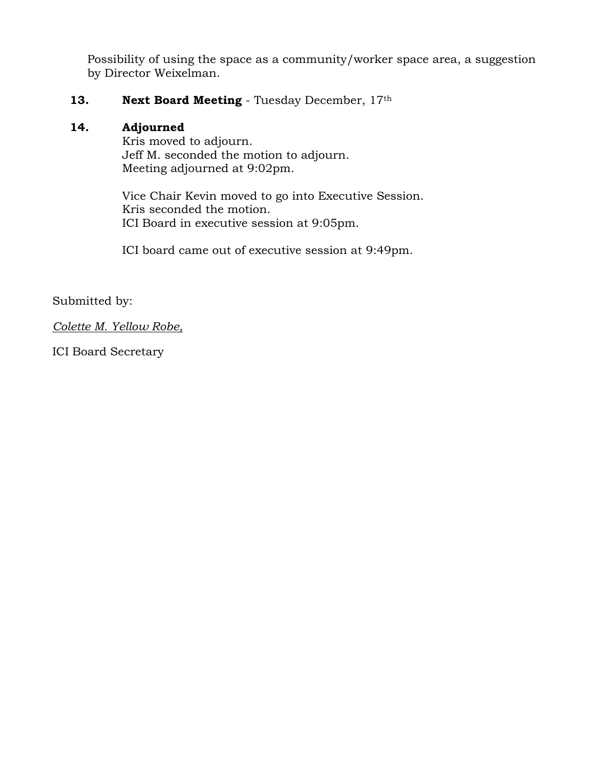Possibility of using the space as a community/worker space area, a suggestion by Director Weixelman.

13. **Next Board Meeting** - Tuesday December, 17th

14. **Adjourned**

Kris moved to adjourn.
Jeff M. seconded the motion to adjourn.
Meeting adjourned at 9:02pm.

Vice Chair Kevin moved to go into Executive Session.
Kris seconded the motion.
ICI Board in executive session at 9:05pm.

ICI board came out of executive session at 9:49pm.

Submitted by:

*Colette M. Yellow Robe,*

ICI Board Secretary